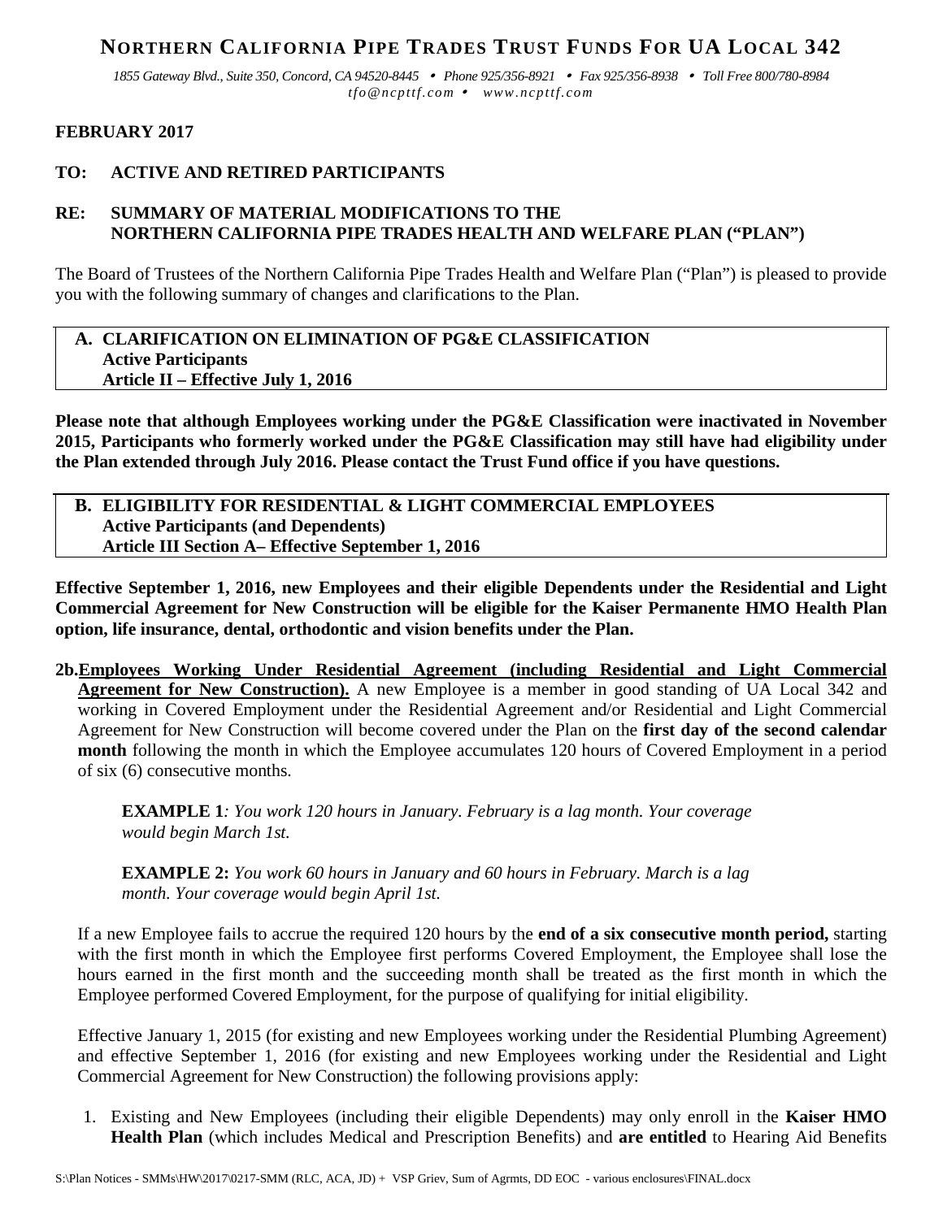# NORTHERN CALIFORNIA PIPE TRADES TRUST FUNDS FOR UA LOCAL 342

*1855 Gateway Blvd., Suite 350, Concord, CA 94520-8445 • Phone 925/356-8921 • Fax 925/356-8938 • Toll Free 800/780-8984*
*tfo@ncpttf.com • www.ncpttf.com*

**FEBRUARY 2017**

**TO: ACTIVE AND RETIRED PARTICIPANTS**

**RE: SUMMARY OF MATERIAL MODIFICATIONS TO THE NORTHERN CALIFORNIA PIPE TRADES HEALTH AND WELFARE PLAN ("PLAN")**

The Board of Trustees of the Northern California Pipe Trades Health and Welfare Plan ("Plan") is pleased to provide you with the following summary of changes and clarifications to the Plan.

## A. CLARIFICATION ON ELIMINATION OF PG&E CLASSIFICATION
**Active Participants**
**Article II – Effective July 1, 2016**

**Please note that although Employees working under the PG&E Classification were inactivated in November 2015, Participants who formerly worked under the PG&E Classification may still have had eligibility under the Plan extended through July 2016. Please contact the Trust Fund office if you have questions.**

## B. ELIGIBILITY FOR RESIDENTIAL & LIGHT COMMERCIAL EMPLOYEES
**Active Participants (and Dependents)**
**Article III Section A– Effective September 1, 2016**

**Effective September 1, 2016, new Employees and their eligible Dependents under the Residential and Light Commercial Agreement for New Construction will be eligible for the Kaiser Permanente HMO Health Plan option, life insurance, dental, orthodontic and vision benefits under the Plan.**

**2b.** **Employees Working Under Residential Agreement (including Residential and Light Commercial Agreement for New Construction).** A new Employee is a member in good standing of UA Local 342 and working in Covered Employment under the Residential Agreement and/or Residential and Light Commercial Agreement for New Construction will become covered under the Plan on the **first day of the second calendar month** following the month in which the Employee accumulates 120 hours of Covered Employment in a period of six (6) consecutive months.

> **EXAMPLE 1**: *You work 120 hours in January. February is a lag month. Your coverage would begin March 1st.*
>
> **EXAMPLE 2:** *You work 60 hours in January and 60 hours in February. March is a lag month. Your coverage would begin April 1st.*

If a new Employee fails to accrue the required 120 hours by the **end of a six consecutive month period,** starting with the first month in which the Employee first performs Covered Employment, the Employee shall lose the hours earned in the first month and the succeeding month shall be treated as the first month in which the Employee performed Covered Employment, for the purpose of qualifying for initial eligibility.

Effective January 1, 2015 (for existing and new Employees working under the Residential Plumbing Agreement) and effective September 1, 2016 (for existing and new Employees working under the Residential and Light Commercial Agreement for New Construction) the following provisions apply:

1. Existing and New Employees (including their eligible Dependents) may only enroll in the **Kaiser HMO Health Plan** (which includes Medical and Prescription Benefits) and **are entitled** to Hearing Aid Benefits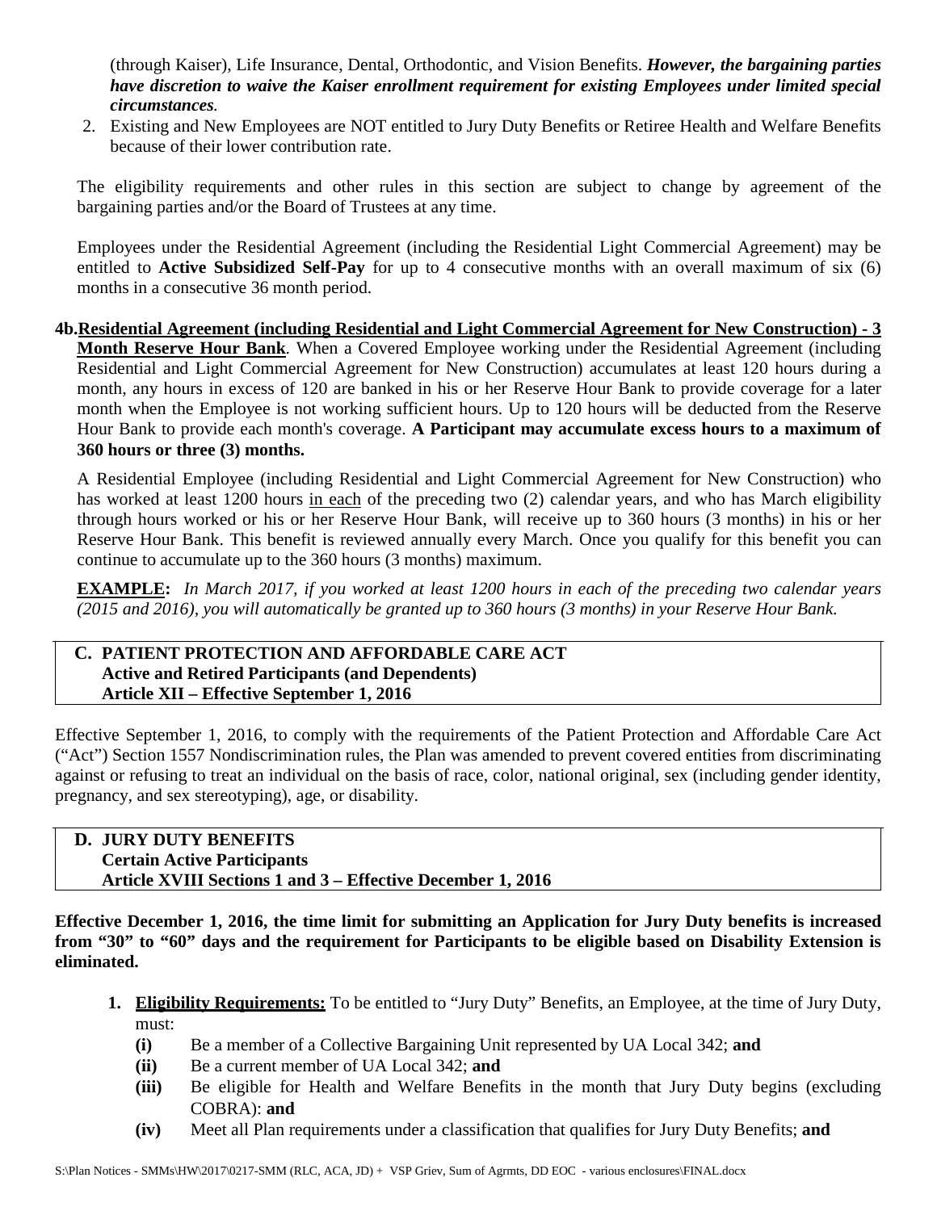(through Kaiser), Life Insurance, Dental, Orthodontic, and Vision Benefits. ***However, the bargaining parties have discretion to waive the Kaiser enrollment requirement for existing Employees under limited special circumstances.***

2. Existing and New Employees are NOT entitled to Jury Duty Benefits or Retiree Health and Welfare Benefits because of their lower contribution rate.

The eligibility requirements and other rules in this section are subject to change by agreement of the bargaining parties and/or the Board of Trustees at any time.

Employees under the Residential Agreement (including the Residential Light Commercial Agreement) may be entitled to **Active Subsidized Self-Pay** for up to 4 consecutive months with an overall maximum of six (6) months in a consecutive 36 month period.

**4b.<u>Residential Agreement (including Residential and Light Commercial Agreement for New Construction) - 3 Month Reserve Hour Bank</u>**. When a Covered Employee working under the Residential Agreement (including Residential and Light Commercial Agreement for New Construction) accumulates at least 120 hours during a month, any hours in excess of 120 are banked in his or her Reserve Hour Bank to provide coverage for a later month when the Employee is not working sufficient hours. Up to 120 hours will be deducted from the Reserve Hour Bank to provide each month's coverage. **A Participant may accumulate excess hours to a maximum of 360 hours or three (3) months.**

A Residential Employee (including Residential and Light Commercial Agreement for New Construction) who has worked at least 1200 hours <u>in each</u> of the preceding two (2) calendar years, and who has March eligibility through hours worked or his or her Reserve Hour Bank, will receive up to 360 hours (3 months) in his or her Reserve Hour Bank. This benefit is reviewed annually every March. Once you qualify for this benefit you can continue to accumulate up to the 360 hours (3 months) maximum.

**<u>EXAMPLE</u>:** *In March 2017, if you worked at least 1200 hours in each of the preceding two calendar years (2015 and 2016), you will automatically be granted up to 360 hours (3 months) in your Reserve Hour Bank.*

## C. PATIENT PROTECTION AND AFFORDABLE CARE ACT
**Active and Retired Participants (and Dependents)**
**Article XII – Effective September 1, 2016**

Effective September 1, 2016, to comply with the requirements of the Patient Protection and Affordable Care Act ("Act") Section 1557 Nondiscrimination rules, the Plan was amended to prevent covered entities from discriminating against or refusing to treat an individual on the basis of race, color, national original, sex (including gender identity, pregnancy, and sex stereotyping), age, or disability.

## D. JURY DUTY BENEFITS
**Certain Active Participants**
**Article XVIII Sections 1 and 3 – Effective December 1, 2016**

**Effective December 1, 2016, the time limit for submitting an Application for Jury Duty benefits is increased from "30" to "60" days and the requirement for Participants to be eligible based on Disability Extension is eliminated.**

1. **<u>Eligibility Requirements:</u>** To be entitled to "Jury Duty" Benefits, an Employee, at the time of Jury Duty, must:
   - **(i)** Be a member of a Collective Bargaining Unit represented by UA Local 342; **and**
   - **(ii)** Be a current member of UA Local 342; **and**
   - **(iii)** Be eligible for Health and Welfare Benefits in the month that Jury Duty begins (excluding COBRA): **and**
   - **(iv)** Meet all Plan requirements under a classification that qualifies for Jury Duty Benefits; **and**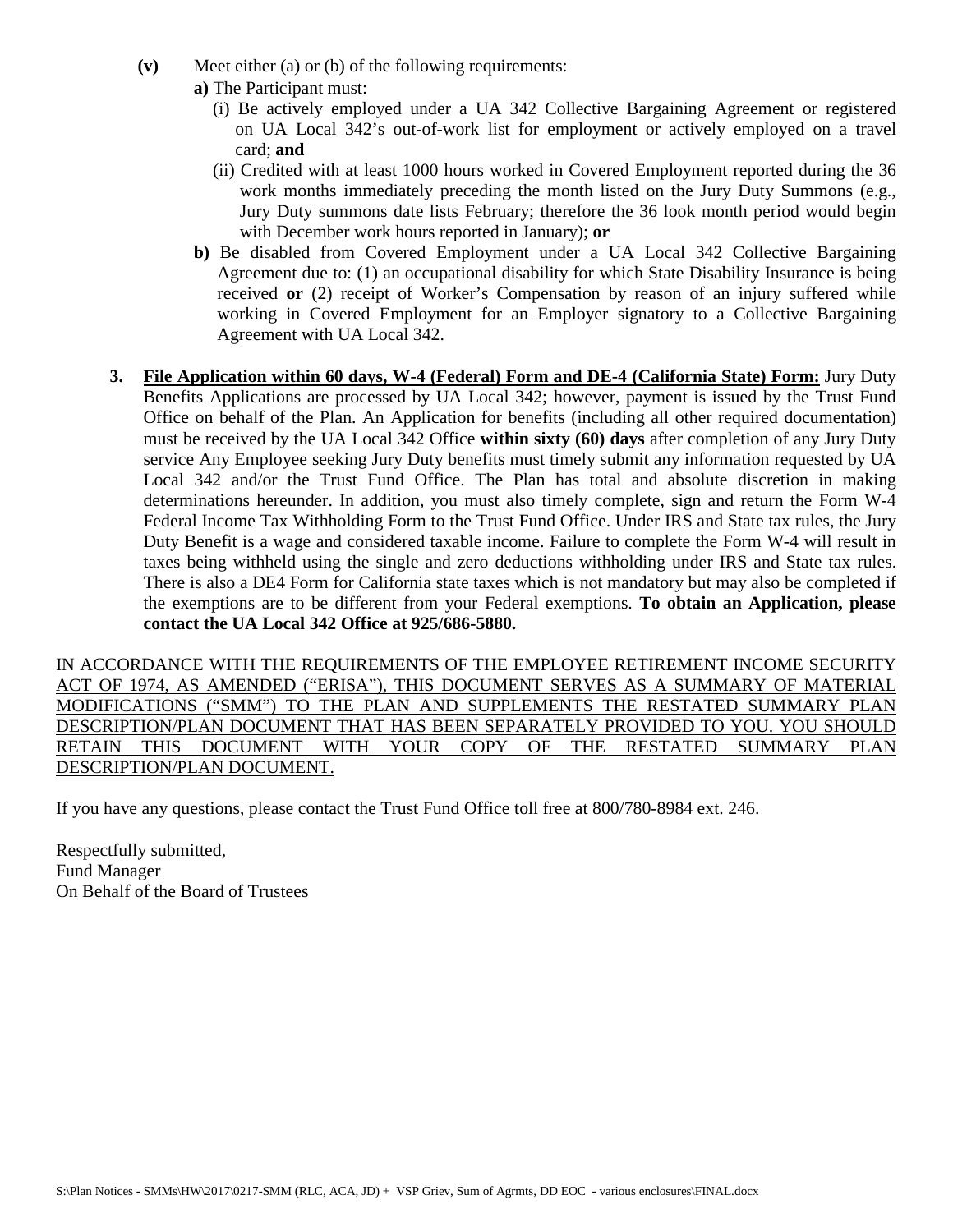**(v)** Meet either (a) or (b) of the following requirements:

**a)** The Participant must:

(i) Be actively employed under a UA 342 Collective Bargaining Agreement or registered on UA Local 342's out-of-work list for employment or actively employed on a travel card; **and**

(ii) Credited with at least 1000 hours worked in Covered Employment reported during the 36 work months immediately preceding the month listed on the Jury Duty Summons (e.g., Jury Duty summons date lists February; therefore the 36 look month period would begin with December work hours reported in January); **or**

**b)** Be disabled from Covered Employment under a UA Local 342 Collective Bargaining Agreement due to: (1) an occupational disability for which State Disability Insurance is being received **or** (2) receipt of Worker's Compensation by reason of an injury suffered while working in Covered Employment for an Employer signatory to a Collective Bargaining Agreement with UA Local 342.

**3.** **File Application within 60 days, W-4 (Federal) Form and DE-4 (California State) Form:** Jury Duty Benefits Applications are processed by UA Local 342; however, payment is issued by the Trust Fund Office on behalf of the Plan. An Application for benefits (including all other required documentation) must be received by the UA Local 342 Office **within sixty (60) days** after completion of any Jury Duty service Any Employee seeking Jury Duty benefits must timely submit any information requested by UA Local 342 and/or the Trust Fund Office. The Plan has total and absolute discretion in making determinations hereunder. In addition, you must also timely complete, sign and return the Form W-4 Federal Income Tax Withholding Form to the Trust Fund Office. Under IRS and State tax rules, the Jury Duty Benefit is a wage and considered taxable income. Failure to complete the Form W-4 will result in taxes being withheld using the single and zero deductions withholding under IRS and State tax rules. There is also a DE4 Form for California state taxes which is not mandatory but may also be completed if the exemptions are to be different from your Federal exemptions. **To obtain an Application, please contact the UA Local 342 Office at 925/686-5880.**

IN ACCORDANCE WITH THE REQUIREMENTS OF THE EMPLOYEE RETIREMENT INCOME SECURITY ACT OF 1974, AS AMENDED ("ERISA"), THIS DOCUMENT SERVES AS A SUMMARY OF MATERIAL MODIFICATIONS ("SMM") TO THE PLAN AND SUPPLEMENTS THE RESTATED SUMMARY PLAN DESCRIPTION/PLAN DOCUMENT THAT HAS BEEN SEPARATELY PROVIDED TO YOU. YOU SHOULD RETAIN THIS DOCUMENT WITH YOUR COPY OF THE RESTATED SUMMARY PLAN DESCRIPTION/PLAN DOCUMENT.

If you have any questions, please contact the Trust Fund Office toll free at 800/780-8984 ext. 246.

Respectfully submitted,
Fund Manager
On Behalf of the Board of Trustees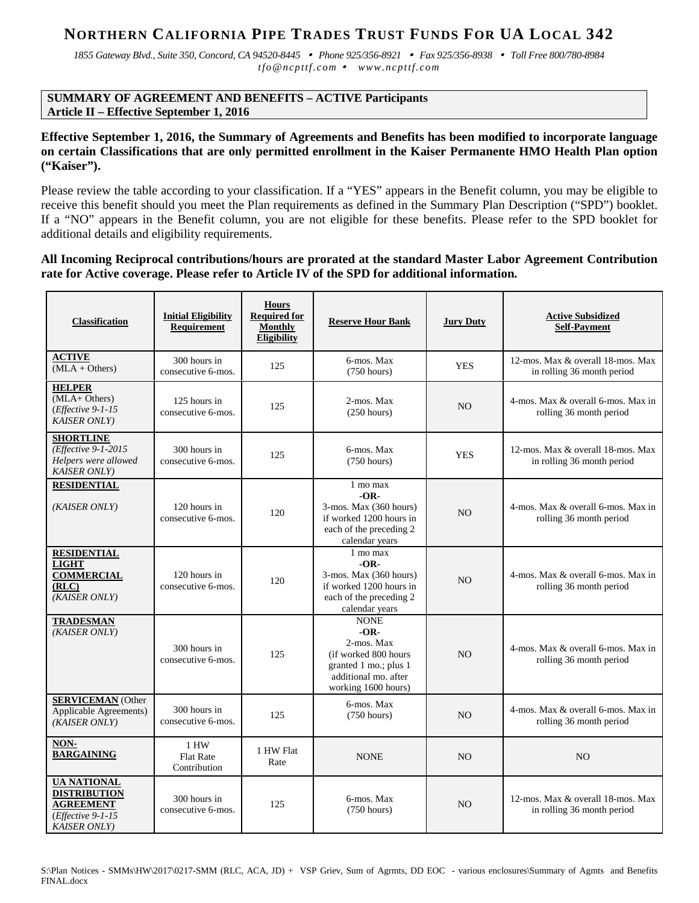# NORTHERN CALIFORNIA PIPE TRADES TRUST FUNDS FOR UA LOCAL 342

*1855 Gateway Blvd., Suite 350, Concord, CA 94520-8445 • Phone 925/356-8921 • Fax 925/356-8938 • Toll Free 800/780-8984*
*tfo@ncpttf.com • www.ncpttf.com*

**SUMMARY OF AGREEMENT AND BENEFITS – ACTIVE Participants**
**Article II – Effective September 1, 2016**

**Effective September 1, 2016, the Summary of Agreements and Benefits has been modified to incorporate language on certain Classifications that are only permitted enrollment in the Kaiser Permanente HMO Health Plan option ("Kaiser").**

Please review the table according to your classification. If a "YES" appears in the Benefit column, you may be eligible to receive this benefit should you meet the Plan requirements as defined in the Summary Plan Description ("SPD") booklet. If a "NO" appears in the Benefit column, you are not eligible for these benefits. Please refer to the SPD booklet for additional details and eligibility requirements.

**All Incoming Reciprocal contributions/hours are prorated at the standard Master Labor Agreement Contribution rate for Active coverage. Please refer to Article IV of the SPD for additional information.**

| Classification | Initial Eligibility Requirement | Hours Required for Monthly Eligibility | Reserve Hour Bank | Jury Duty | Active Subsidized Self-Payment |
|---|---|---|---|---|---|
| **ACTIVE** (MLA + Others) | 300 hours in consecutive 6-mos. | 125 | 6-mos. Max (750 hours) | YES | 12-mos. Max & overall 18-mos. Max in rolling 36 month period |
| **HELPER** (MLA+ Others) (*Effective 9-1-15 KAISER ONLY*) | 125 hours in consecutive 6-mos. | 125 | 2-mos. Max (250 hours) | NO | 4-mos. Max & overall 6-mos. Max in rolling 36 month period |
| **SHORTLINE** (*Effective 9-1-2015 Helpers were allowed KAISER ONLY*) | 300 hours in consecutive 6-mos. | 125 | 6-mos. Max (750 hours) | YES | 12-mos. Max & overall 18-mos. Max in rolling 36 month period |
| **RESIDENTIAL** (*KAISER ONLY*) | 120 hours in consecutive 6-mos. | 120 | 1 mo max **-OR-** 3-mos. Max (360 hours) if worked 1200 hours in each of the preceding 2 calendar years | NO | 4-mos. Max & overall 6-mos. Max in rolling 36 month period |
| **RESIDENTIAL LIGHT COMMERCIAL (RLC)** (*KAISER ONLY*) | 120 hours in consecutive 6-mos. | 120 | 1 mo max **-OR-** 3-mos. Max (360 hours) if worked 1200 hours in each of the preceding 2 calendar years | NO | 4-mos. Max & overall 6-mos. Max in rolling 36 month period |
| **TRADESMAN** (*KAISER ONLY*) | 300 hours in consecutive 6-mos. | 125 | NONE **-OR-** 2-mos. Max (if worked 800 hours granted 1 mo.; plus 1 additional mo. after working 1600 hours) | NO | 4-mos. Max & overall 6-mos. Max in rolling 36 month period |
| **SERVICEMAN** (Other Applicable Agreements) (*KAISER ONLY*) | 300 hours in consecutive 6-mos. | 125 | 6-mos. Max (750 hours) | NO | 4-mos. Max & overall 6-mos. Max in rolling 36 month period |
| **NON-BARGAINING** | 1 HW Flat Rate Contribution | 1 HW Flat Rate | NONE | NO | NO |
| **UA NATIONAL DISTRIBUTION AGREEMENT** (*Effective 9-1-15 KAISER ONLY*) | 300 hours in consecutive 6-mos. | 125 | 6-mos. Max (750 hours) | NO | 12-mos. Max & overall 18-mos. Max in rolling 36 month period |

S:\Plan Notices - SMMs\HW\2017\0217-SMM (RLC, ACA, JD) + VSP Griev, Sum of Agrmts, DD EOC - various enclosures\Summary of Agmts and Benefits FINAL.docx